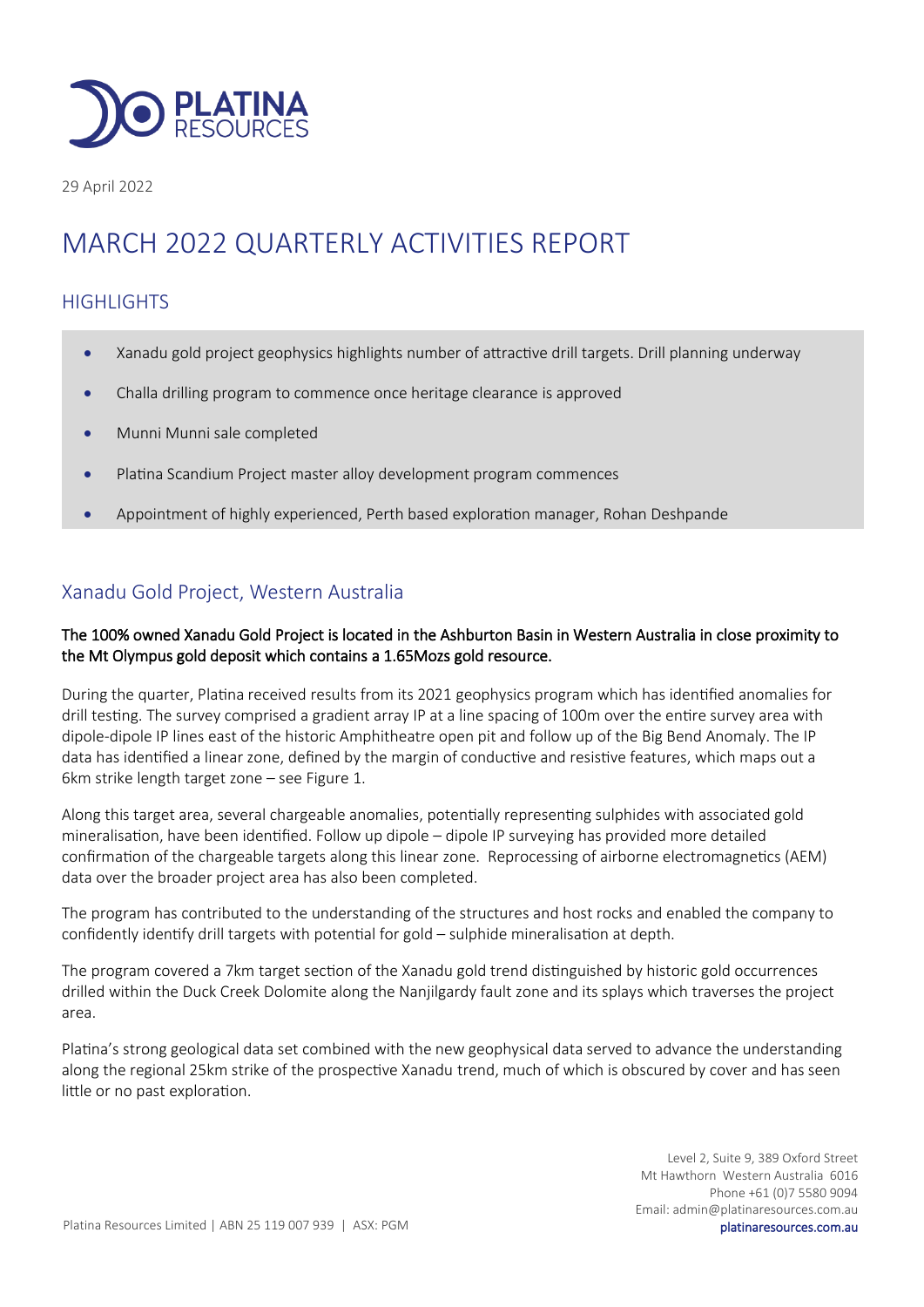29 April 2022

# MARCH 2022 QUARTERLY ACTIVITIES REPORT

## HIGHLIGHTS

- Xanadu gold project geophysics highlights number of attractive drill targets. Drill planning underway
- Challa drilling program to commence once heritage clearance is approved
- Munni Munni sale completed
- Platina Scandium Project master alloy development program commences
- Appointment of highly experienced, Perth based exploration manager, Rohan Deshpande

## Xanadu Gold Project, Western Australia

**The 100% owned Xanadu Gold Project is located in the Ashburton Basin in Western Australia in close proximity to the Mt Olympus gold deposit which contains a 1.65Mozs gold resource.**

During the quarter, Platina received results from its 2021 geophysics program which has identified anomalies for drill testing. The survey comprised a gradient array IP at a line spacing of 100m over the entire survey area with dipole-dipole IP lines east of the historic Amphitheatre open pit and follow up of the Big Bend Anomaly. The IP data has identified a linear zone, defined by the margin of conductive and resistive features, which maps out a 6km strike length target zone – see Figure 1.

Along this target area, several chargeable anomalies, potentially representing sulphides with associated gold mineralisation, have been identified. Follow up dipole – dipole IP surveying has provided more detailed confirmation of the chargeable targets along this linear zone. Reprocessing of airborne electromagnetics (AEM) data over the broader project area has also been completed.

The program has contributed to the understanding of the structures and host rocks and enabled the company to confidently identify drill targets with potential for gold – sulphide mineralisation at depth.

The program covered a 7km target section of the Xanadu gold trend distinguished by historic gold occurrences drilled within the Duck Creek Dolomite along the Nanjilgardy fault zone and its splays which traverses the project area.

Platina's strong geological data set combined with the new geophysical data served to advance the understanding along the regional 25km strike of the prospective Xanadu trend, much of which is obscured by cover and has seen little or no past exploration.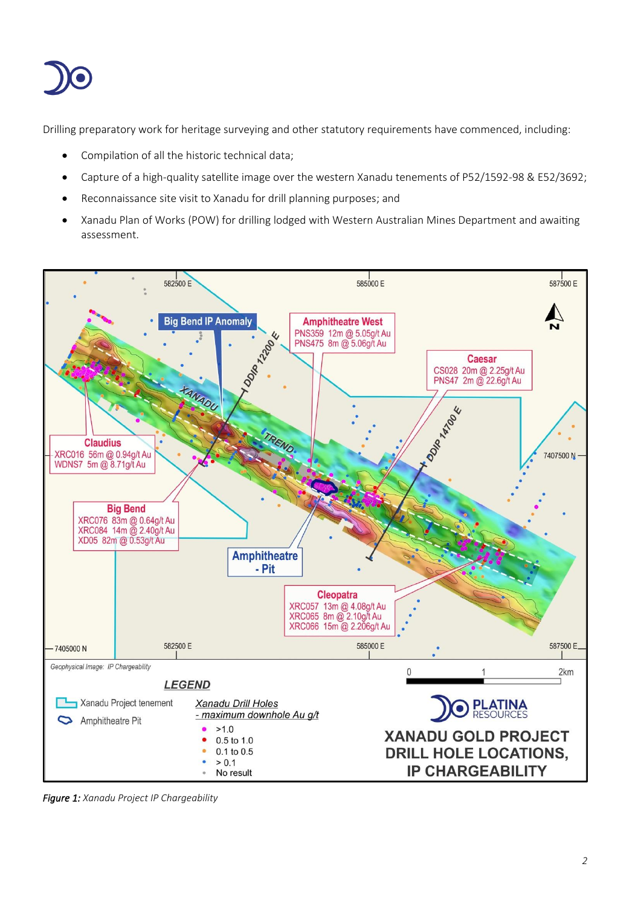Drilling preparatory work for heritage surveying and other statutory requirements have commenced, including:

- Compilation of all the historic technical data;
- Capture of a high-quality satellite image over the western Xanadu tenements of P52/1592-98 & E52/3692;
- Reconnaissance site visit to Xanadu for drill planning purposes; and
- Xanadu Plan of Works (POW) for drilling lodged with Western Australian Mines Department and awaiting assessment.

*Figure 1: Xanadu Project IP Chargeability*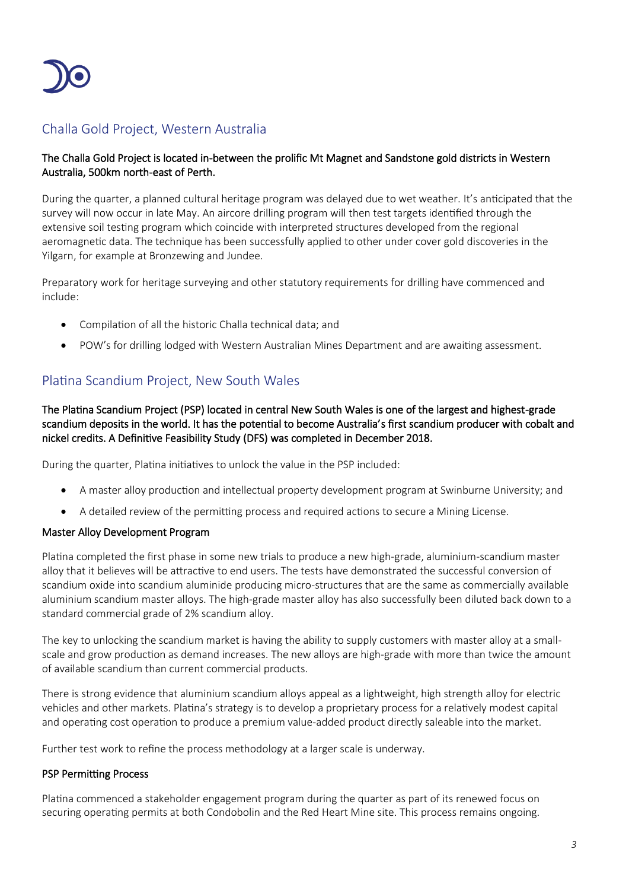## Challa Gold Project, Western Australia

**The Challa Gold Project is located in-between the prolific Mt Magnet and Sandstone gold districts in Western Australia, 500km north-east of Perth.**

During the quarter, a planned cultural heritage program was delayed due to wet weather. It's anticipated that the survey will now occur in late May. An aircore drilling program will then test targets identified through the extensive soil testing program which coincide with interpreted structures developed from the regional aeromagnetic data. The technique has been successfully applied to other under cover gold discoveries in the Yilgarn, for example at Bronzewing and Jundee.

Preparatory work for heritage surveying and other statutory requirements for drilling have commenced and include:

- Compilation of all the historic Challa technical data; and
- POW's for drilling lodged with Western Australian Mines Department and are awaiting assessment.

## Platina Scandium Project, New South Wales

**The Platina Scandium Project (PSP) located in central New South Wales is one of the largest and highest-grade scandium deposits in the world. It has the potential to become Australia's first scandium producer with cobalt and nickel credits. A Definitive Feasibility Study (DFS) was completed in December 2018.**

During the quarter, Platina initiatives to unlock the value in the PSP included:

- A master alloy production and intellectual property development program at Swinburne University; and
- A detailed review of the permitting process and required actions to secure a Mining License.

### Master Alloy Development Program

Platina completed the first phase in some new trials to produce a new high-grade, aluminium-scandium master alloy that it believes will be attractive to end users. The tests have demonstrated the successful conversion of scandium oxide into scandium aluminide producing micro-structures that are the same as commercially available aluminium scandium master alloys. The high-grade master alloy has also successfully been diluted back down to a standard commercial grade of 2% scandium alloy.

The key to unlocking the scandium market is having the ability to supply customers with master alloy at a small-scale and grow production as demand increases. The new alloys are high-grade with more than twice the amount of available scandium than current commercial products.

There is strong evidence that aluminium scandium alloys appeal as a lightweight, high strength alloy for electric vehicles and other markets. Platina's strategy is to develop a proprietary process for a relatively modest capital and operating cost operation to produce a premium value-added product directly saleable into the market.

Further test work to refine the process methodology at a larger scale is underway.

### PSP Permitting Process

Platina commenced a stakeholder engagement program during the quarter as part of its renewed focus on securing operating permits at both Condobolin and the Red Heart Mine site. This process remains ongoing.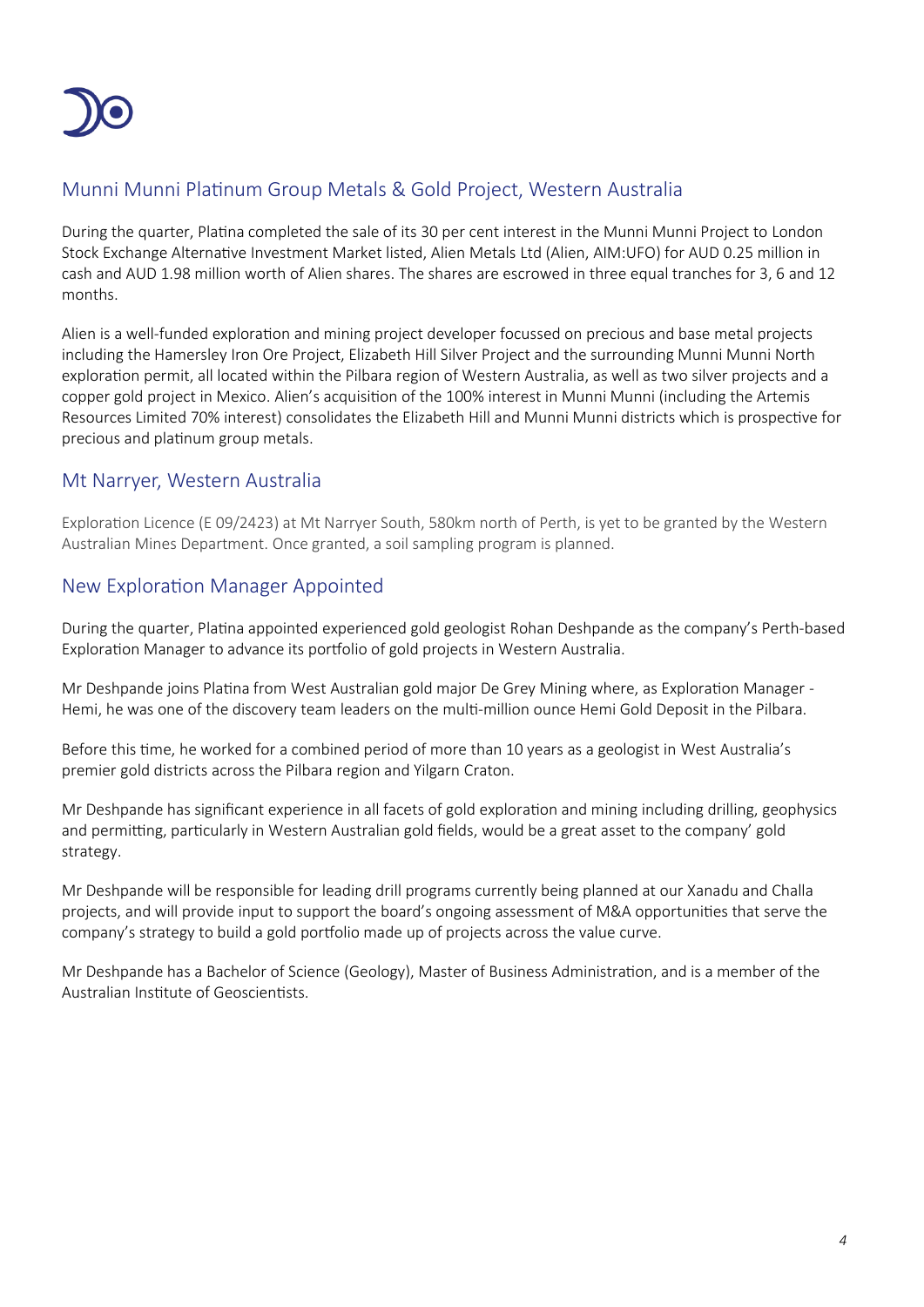## Munni Munni Platinum Group Metals & Gold Project, Western Australia

During the quarter, Platina completed the sale of its 30 per cent interest in the Munni Munni Project to London Stock Exchange Alternative Investment Market listed, Alien Metals Ltd (Alien, AIM:UFO) for AUD 0.25 million in cash and AUD 1.98 million worth of Alien shares. The shares are escrowed in three equal tranches for 3, 6 and 12 months.

Alien is a well-funded exploration and mining project developer focussed on precious and base metal projects including the Hamersley Iron Ore Project, Elizabeth Hill Silver Project and the surrounding Munni Munni North exploration permit, all located within the Pilbara region of Western Australia, as well as two silver projects and a copper gold project in Mexico. Alien's acquisition of the 100% interest in Munni Munni (including the Artemis Resources Limited 70% interest) consolidates the Elizabeth Hill and Munni Munni districts which is prospective for precious and platinum group metals.

## Mt Narryer, Western Australia

Exploration Licence (E 09/2423) at Mt Narryer South, 580km north of Perth, is yet to be granted by the Western Australian Mines Department. Once granted, a soil sampling program is planned.

## New Exploration Manager Appointed

During the quarter, Platina appointed experienced gold geologist Rohan Deshpande as the company's Perth-based Exploration Manager to advance its portfolio of gold projects in Western Australia.

Mr Deshpande joins Platina from West Australian gold major De Grey Mining where, as Exploration Manager - Hemi, he was one of the discovery team leaders on the multi-million ounce Hemi Gold Deposit in the Pilbara.

Before this time, he worked for a combined period of more than 10 years as a geologist in West Australia's premier gold districts across the Pilbara region and Yilgarn Craton.

Mr Deshpande has significant experience in all facets of gold exploration and mining including drilling, geophysics and permitting, particularly in Western Australian gold fields, would be a great asset to the company' gold strategy.

Mr Deshpande will be responsible for leading drill programs currently being planned at our Xanadu and Challa projects, and will provide input to support the board's ongoing assessment of M&A opportunities that serve the company's strategy to build a gold portfolio made up of projects across the value curve.

Mr Deshpande has a Bachelor of Science (Geology), Master of Business Administration, and is a member of the Australian Institute of Geoscientists.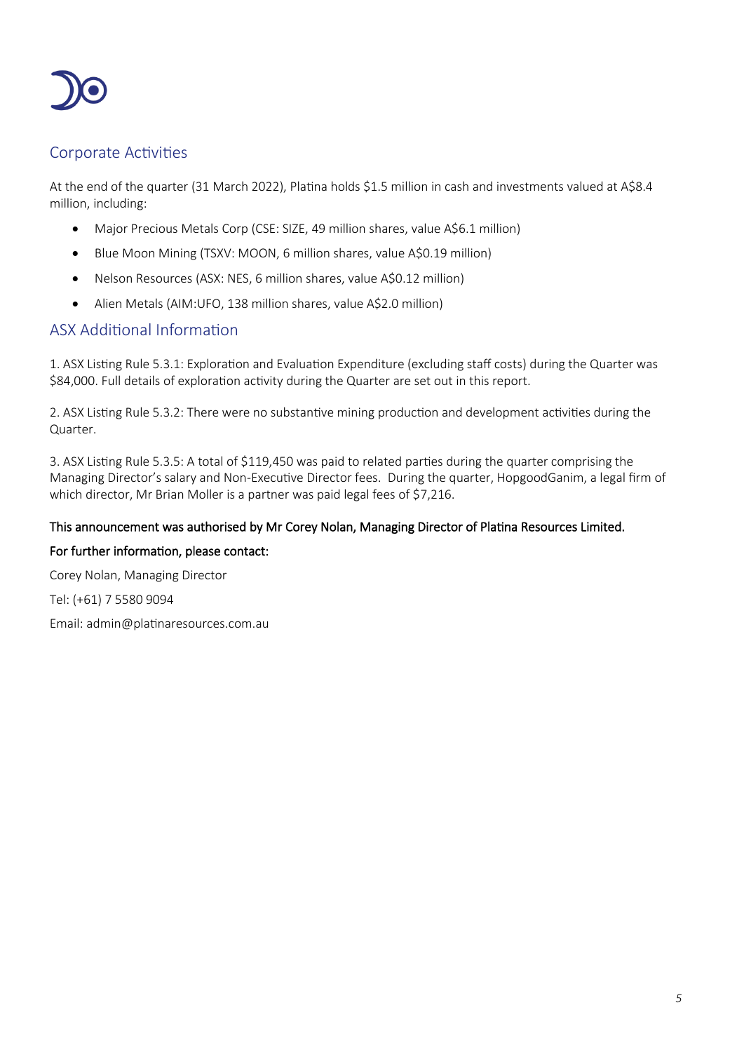## Corporate Activities

At the end of the quarter (31 March 2022), Platina holds $1.5 million in cash and investments valued at A$8.4 million, including:

- Major Precious Metals Corp (CSE: SIZE, 49 million shares, value A$6.1 million)
- Blue Moon Mining (TSXV: MOON, 6 million shares, value A$0.19 million)
- Nelson Resources (ASX: NES, 6 million shares, value A$0.12 million)
- Alien Metals (AIM:UFO, 138 million shares, value A$2.0 million)

## ASX Additional Information

1. ASX Listing Rule 5.3.1: Exploration and Evaluation Expenditure (excluding staff costs) during the Quarter was $84,000. Full details of exploration activity during the Quarter are set out in this report.

2. ASX Listing Rule 5.3.2: There were no substantive mining production and development activities during the Quarter.

3. ASX Listing Rule 5.3.5: A total of $119,450 was paid to related parties during the quarter comprising the Managing Director's salary and Non-Executive Director fees. During the quarter, HopgoodGanim, a legal firm of which director, Mr Brian Moller is a partner was paid legal fees of $7,216.

**This announcement was authorised by Mr Corey Nolan, Managing Director of Platina Resources Limited.**

**For further information, please contact:**

Corey Nolan, Managing Director

Tel: (+61) 7 5580 9094

Email: admin@platinaresources.com.au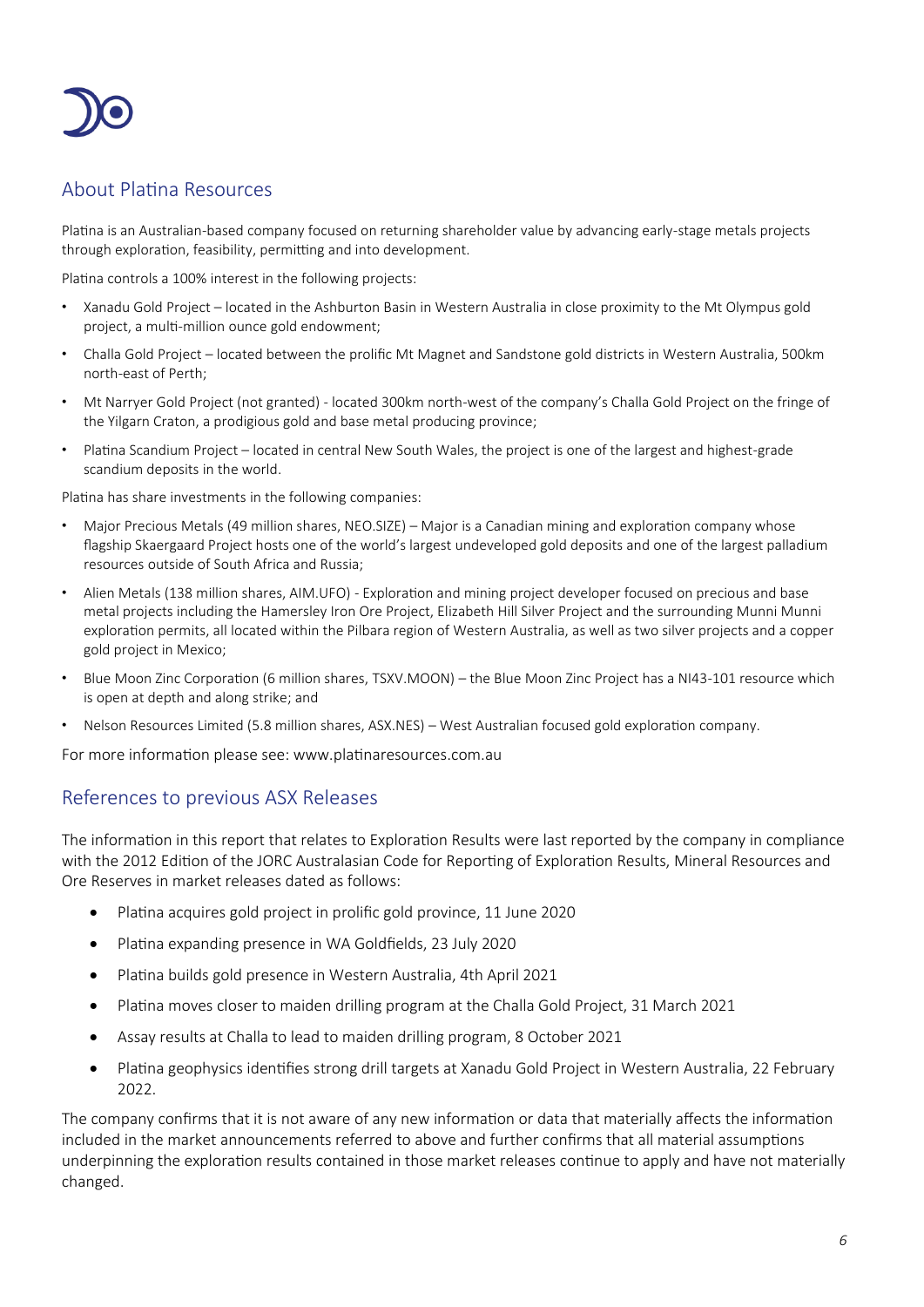## About Platina Resources

Platina is an Australian-based company focused on returning shareholder value by advancing early-stage metals projects through exploration, feasibility, permitting and into development.

Platina controls a 100% interest in the following projects:

- Xanadu Gold Project – located in the Ashburton Basin in Western Australia in close proximity to the Mt Olympus gold project, a multi-million ounce gold endowment;
- Challa Gold Project – located between the prolific Mt Magnet and Sandstone gold districts in Western Australia, 500km north-east of Perth;
- Mt Narryer Gold Project (not granted) - located 300km north-west of the company's Challa Gold Project on the fringe of the Yilgarn Craton, a prodigious gold and base metal producing province;
- Platina Scandium Project – located in central New South Wales, the project is one of the largest and highest-grade scandium deposits in the world.

Platina has share investments in the following companies:

- Major Precious Metals (49 million shares, NEO.SIZE) – Major is a Canadian mining and exploration company whose flagship Skaergaard Project hosts one of the world's largest undeveloped gold deposits and one of the largest palladium resources outside of South Africa and Russia;
- Alien Metals (138 million shares, AIM.UFO) - Exploration and mining project developer focused on precious and base metal projects including the Hamersley Iron Ore Project, Elizabeth Hill Silver Project and the surrounding Munni Munni exploration permits, all located within the Pilbara region of Western Australia, as well as two silver projects and a copper gold project in Mexico;
- Blue Moon Zinc Corporation (6 million shares, TSXV.MOON) – the Blue Moon Zinc Project has a NI43-101 resource which is open at depth and along strike; and
- Nelson Resources Limited (5.8 million shares, ASX.NES) – West Australian focused gold exploration company.

For more information please see: www.platinaresources.com.au

## References to previous ASX Releases

The information in this report that relates to Exploration Results were last reported by the company in compliance with the 2012 Edition of the JORC Australasian Code for Reporting of Exploration Results, Mineral Resources and Ore Reserves in market releases dated as follows:

- Platina acquires gold project in prolific gold province, 11 June 2020
- Platina expanding presence in WA Goldfields, 23 July 2020
- Platina builds gold presence in Western Australia, 4th April 2021
- Platina moves closer to maiden drilling program at the Challa Gold Project, 31 March 2021
- Assay results at Challa to lead to maiden drilling program, 8 October 2021
- Platina geophysics identifies strong drill targets at Xanadu Gold Project in Western Australia, 22 February 2022.

The company confirms that it is not aware of any new information or data that materially affects the information included in the market announcements referred to above and further confirms that all material assumptions underpinning the exploration results contained in those market releases continue to apply and have not materially changed.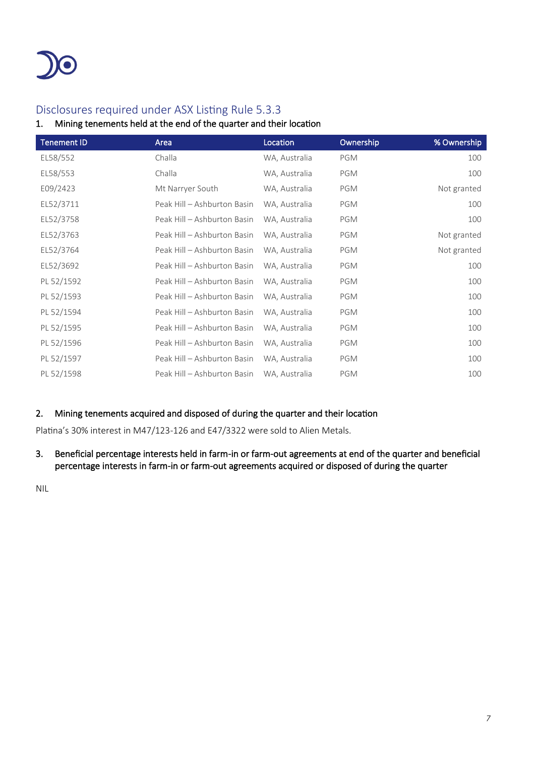## Disclosures required under ASX Listing Rule 5.3.3

### 1. Mining tenements held at the end of the quarter and their location

| Tenement ID | Area | Location | Ownership | % Ownership |
|---|---|---|---|---|
| EL58/552 | Challa | WA, Australia | PGM | 100 |
| EL58/553 | Challa | WA, Australia | PGM | 100 |
| E09/2423 | Mt Narryer South | WA, Australia | PGM | Not granted |
| EL52/3711 | Peak Hill – Ashburton Basin | WA, Australia | PGM | 100 |
| EL52/3758 | Peak Hill – Ashburton Basin | WA, Australia | PGM | 100 |
| EL52/3763 | Peak Hill – Ashburton Basin | WA, Australia | PGM | Not granted |
| EL52/3764 | Peak Hill – Ashburton Basin | WA, Australia | PGM | Not granted |
| EL52/3692 | Peak Hill – Ashburton Basin | WA, Australia | PGM | 100 |
| PL 52/1592 | Peak Hill – Ashburton Basin | WA, Australia | PGM | 100 |
| PL 52/1593 | Peak Hill – Ashburton Basin | WA, Australia | PGM | 100 |
| PL 52/1594 | Peak Hill – Ashburton Basin | WA, Australia | PGM | 100 |
| PL 52/1595 | Peak Hill – Ashburton Basin | WA, Australia | PGM | 100 |
| PL 52/1596 | Peak Hill – Ashburton Basin | WA, Australia | PGM | 100 |
| PL 52/1597 | Peak Hill – Ashburton Basin | WA, Australia | PGM | 100 |
| PL 52/1598 | Peak Hill – Ashburton Basin | WA, Australia | PGM | 100 |

### 2. Mining tenements acquired and disposed of during the quarter and their location

Platina's 30% interest in M47/123-126 and E47/3322 were sold to Alien Metals.

### 3. Beneficial percentage interests held in farm-in or farm-out agreements at end of the quarter and beneficial percentage interests in farm-in or farm-out agreements acquired or disposed of during the quarter

NIL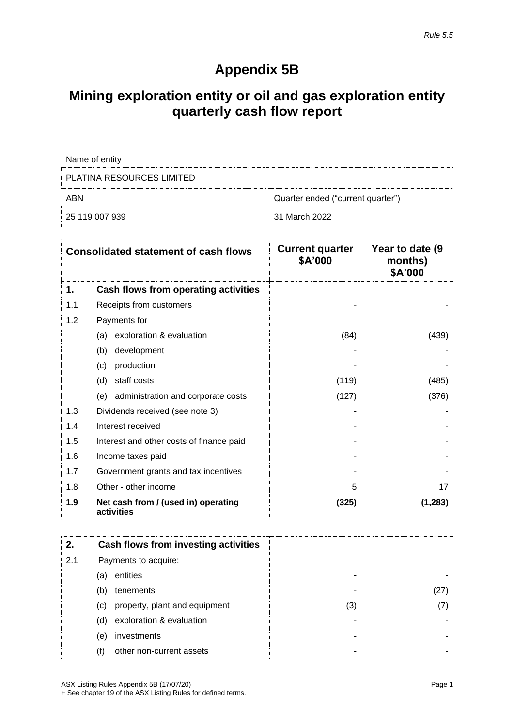*Rule 5.5*

# Appendix 5B

## Mining exploration entity or oil and gas exploration entity quarterly cash flow report

| Name of entity | |
|---|---|
| PLATINA RESOURCES LIMITED | |
| **ABN** | **Quarter ended ("current quarter")** |
| 25 119 007 939 | 31 March 2022 |

| Consolidated statement of cash flows | | Current quarter $A'000 | Year to date (9 months) $A'000 |
|---|---|---|---|
| **1.** | **Cash flows from operating activities** | | |
| 1.1 | Receipts from customers | - | - |
| 1.2 | Payments for | | |
| | (a) exploration & evaluation | (84) | (439) |
| | (b) development | - | - |
| | (c) production | - | - |
| | (d) staff costs | (119) | (485) |
| | (e) administration and corporate costs | (127) | (376) |
| 1.3 | Dividends received (see note 3) | - | - |
| 1.4 | Interest received | - | - |
| 1.5 | Interest and other costs of finance paid | - | - |
| 1.6 | Income taxes paid | - | - |
| 1.7 | Government grants and tax incentives | - | - |
| 1.8 | Other - other income | 5 | 17 |
| **1.9** | **Net cash from / (used in) operating activities** | **(325)** | **(1,283)** |

| | | | |
|---|---|---|---|
| **2.** | **Cash flows from investing activities** | | |
| 2.1 | Payments to acquire: | | |
| | (a) entities | - | - |
| | (b) tenements | - | (27) |
| | (c) property, plant and equipment | (3) | (7) |
| | (d) exploration & evaluation | - | - |
| | (e) investments | - | - |
| | (f) other non-current assets | - | - |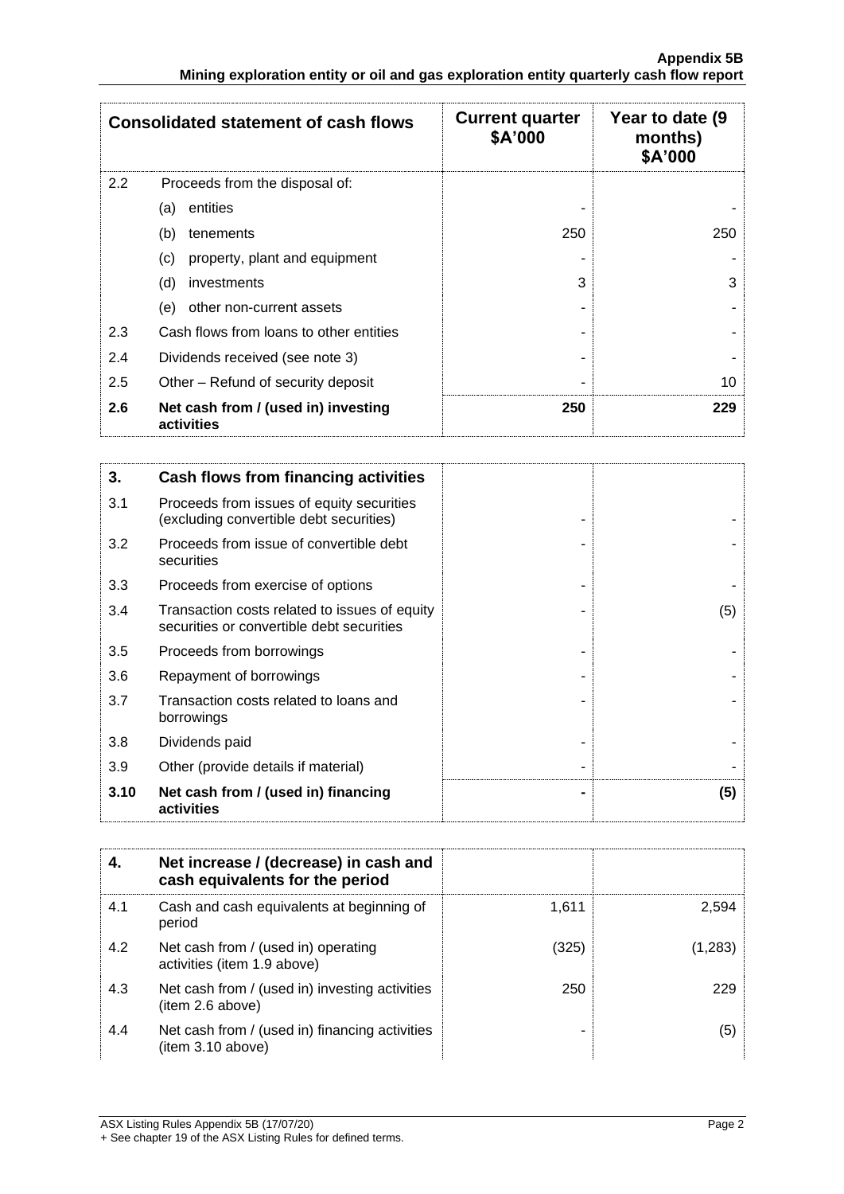| Consolidated statement of cash flows | | Current quarter $A'000 | Year to date (9 months) $A'000 |
|---|---|---|---|
| 2.2 | Proceeds from the disposal of: | | |
| | (a) entities | - | - |
| | (b) tenements | 250 | 250 |
| | (c) property, plant and equipment | - | - |
| | (d) investments | 3 | 3 |
| | (e) other non-current assets | - | - |
| 2.3 | Cash flows from loans to other entities | - | - |
| 2.4 | Dividends received (see note 3) | - | - |
| 2.5 | Other – Refund of security deposit | - | 10 |
| **2.6** | **Net cash from / (used in) investing activities** | **250** | **229** |

| **3.** | **Cash flows from financing activities** | | |
|---|---|---|---|
| 3.1 | Proceeds from issues of equity securities (excluding convertible debt securities) | - | - |
| 3.2 | Proceeds from issue of convertible debt securities | - | - |
| 3.3 | Proceeds from exercise of options | - | - |
| 3.4 | Transaction costs related to issues of equity securities or convertible debt securities | - | (5) |
| 3.5 | Proceeds from borrowings | - | - |
| 3.6 | Repayment of borrowings | - | - |
| 3.7 | Transaction costs related to loans and borrowings | - | - |
| 3.8 | Dividends paid | - | - |
| 3.9 | Other (provide details if material) | - | - |
| **3.10** | **Net cash from / (used in) financing activities** | **-** | **(5)** |

| **4.** | **Net increase / (decrease) in cash and cash equivalents for the period** | | |
|---|---|---|---|
| 4.1 | Cash and cash equivalents at beginning of period | 1,611 | 2,594 |
| 4.2 | Net cash from / (used in) operating activities (item 1.9 above) | (325) | (1,283) |
| 4.3 | Net cash from / (used in) investing activities (item 2.6 above) | 250 | 229 |
| 4.4 | Net cash from / (used in) financing activities (item 3.10 above) | - | (5) |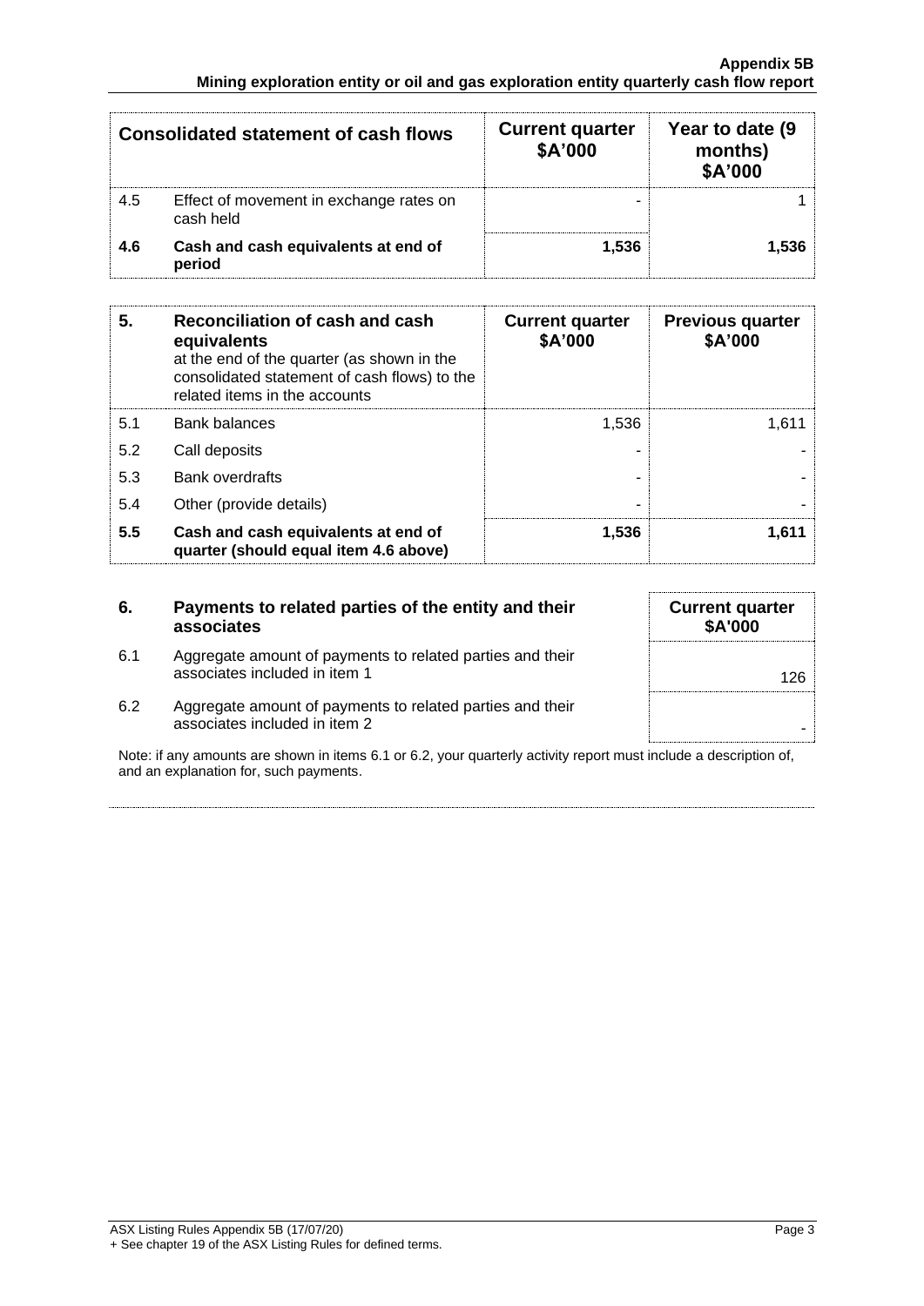| Consolidated statement of cash flows | | Current quarter $A'000 | Year to date (9 months) $A'000 |
|---|---|---|---|
| 4.5 | Effect of movement in exchange rates on cash held | - | 1 |
| **4.6** | **Cash and cash equivalents at end of period** | **1,536** | **1,536** |

| **5.** | **Reconciliation of cash and cash equivalents** at the end of the quarter (as shown in the consolidated statement of cash flows) to the related items in the accounts | **Current quarter $A'000** | **Previous quarter $A'000** |
|---|---|---|---|
| 5.1 | Bank balances | 1,536 | 1,611 |
| 5.2 | Call deposits | - | - |
| 5.3 | Bank overdrafts | - | - |
| 5.4 | Other (provide details) | - | - |
| **5.5** | **Cash and cash equivalents at end of quarter (should equal item 4.6 above)** | **1,536** | **1,611** |

| **6.** | **Payments to related parties of the entity and their associates** | **Current quarter $A'000** |
|---|---|---|
| 6.1 | Aggregate amount of payments to related parties and their associates included in item 1 | 126 |
| 6.2 | Aggregate amount of payments to related parties and their associates included in item 2 | - |

Note: if any amounts are shown in items 6.1 or 6.2, your quarterly activity report must include a description of, and an explanation for, such payments.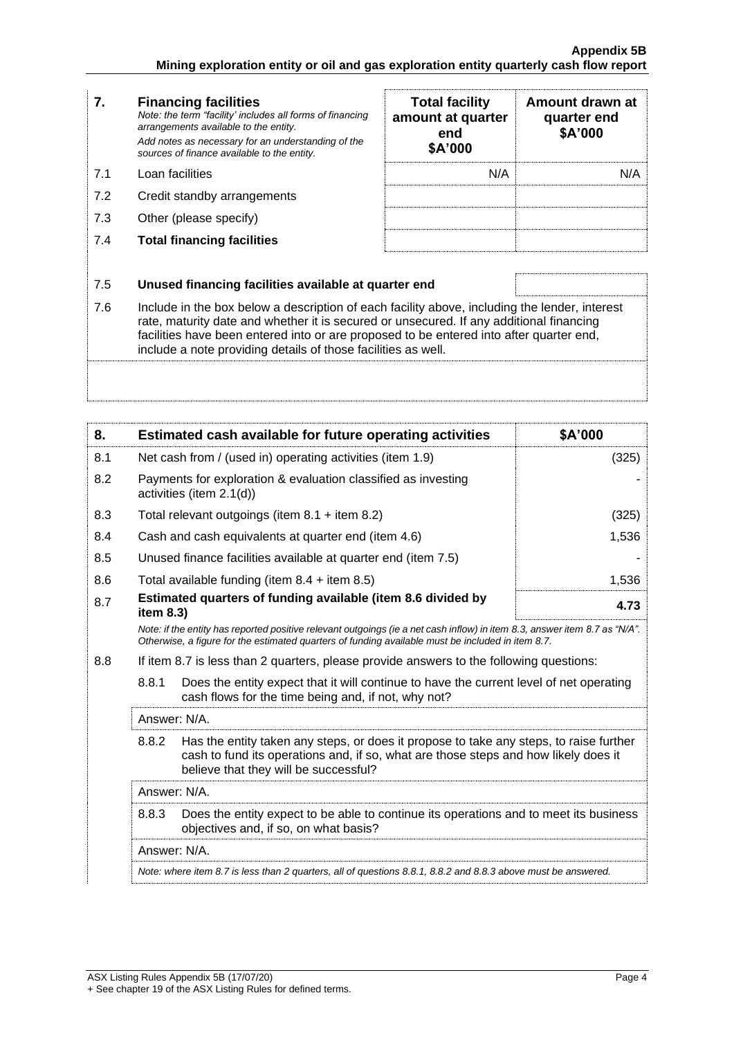| 7. | **Financing facilities** *Note: the term "facility' includes all forms of financing arrangements available to the entity.* *Add notes as necessary for an understanding of the sources of finance available to the entity.* | **Total facility amount at quarter end \$A'000** | **Amount drawn at quarter end \$A'000** |
|---|---|---|---|
| 7.1 | Loan facilities | N/A | N/A |
| 7.2 | Credit standby arrangements | | |
| 7.3 | Other (please specify) | | |
| 7.4 | **Total financing facilities** | | |

| 7.5 | **Unused financing facilities available at quarter end** | |
|---|---|---|

7.6 Include in the box below a description of each facility above, including the lender, interest rate, maturity date and whether it is secured or unsecured. If any additional financing facilities have been entered into or are proposed to be entered into after quarter end, include a note providing details of those facilities as well.

| 8. | **Estimated cash available for future operating activities** | **\$A'000** |
|---|---|---|
| 8.1 | Net cash from / (used in) operating activities (item 1.9) | (325) |
| 8.2 | Payments for exploration & evaluation classified as investing activities (item 2.1(d)) | - |
| 8.3 | Total relevant outgoings (item 8.1 + item 8.2) | (325) |
| 8.4 | Cash and cash equivalents at quarter end (item 4.6) | 1,536 |
| 8.5 | Unused finance facilities available at quarter end (item 7.5) | - |
| 8.6 | Total available funding (item 8.4 + item 8.5) | 1,536 |
| 8.7 | **Estimated quarters of funding available (item 8.6 divided by item 8.3)** | **4.73** |

*Note: if the entity has reported positive relevant outgoings (ie a net cash inflow) in item 8.3, answer item 8.7 as "N/A". Otherwise, a figure for the estimated quarters of funding available must be included in item 8.7.*

8.8 If item 8.7 is less than 2 quarters, please provide answers to the following questions:

8.8.1 Does the entity expect that it will continue to have the current level of net operating cash flows for the time being and, if not, why not?

Answer: N/A.

8.8.2 Has the entity taken any steps, or does it propose to take any steps, to raise further cash to fund its operations and, if so, what are those steps and how likely does it believe that they will be successful?

Answer: N/A.

8.8.3 Does the entity expect to be able to continue its operations and to meet its business objectives and, if so, on what basis?

Answer: N/A.

*Note: where item 8.7 is less than 2 quarters, all of questions 8.8.1, 8.8.2 and 8.8.3 above must be answered.*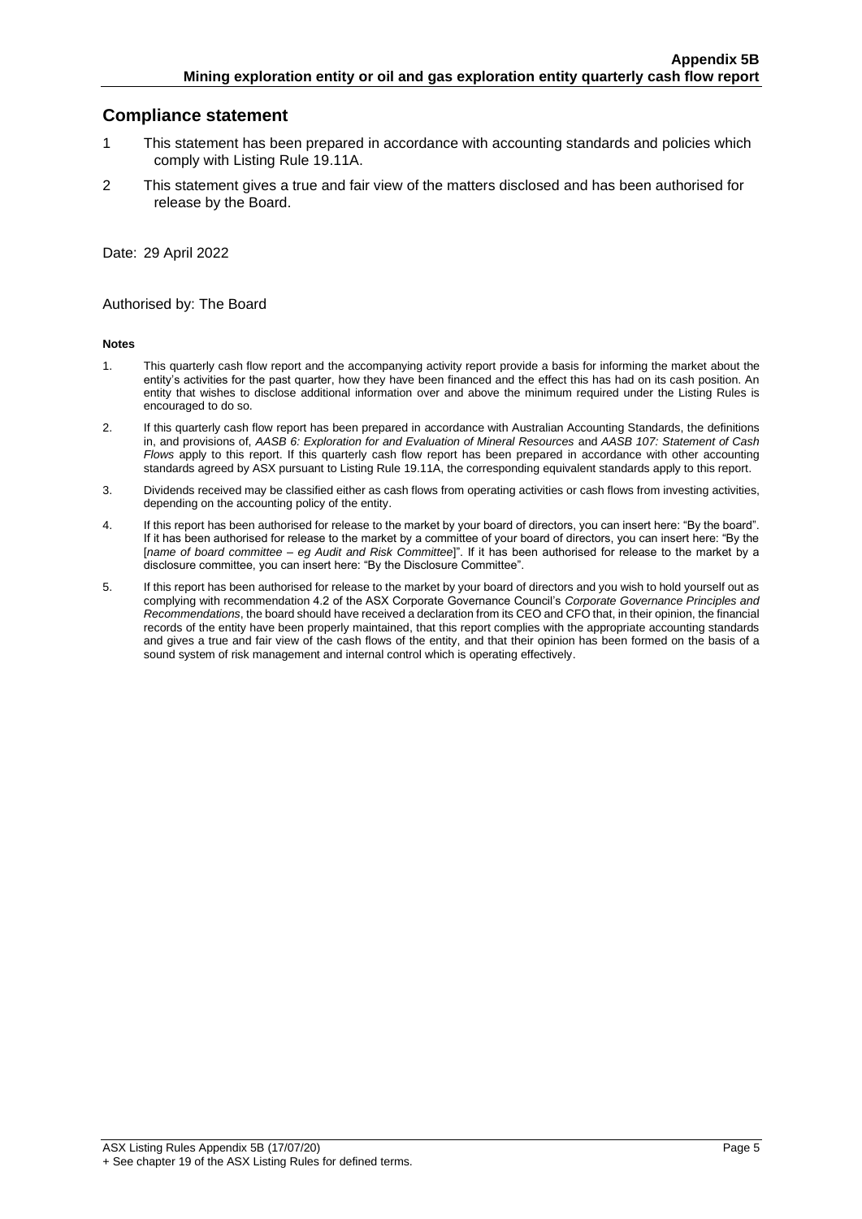## Compliance statement

1. This statement has been prepared in accordance with accounting standards and policies which comply with Listing Rule 19.11A.
2. This statement gives a true and fair view of the matters disclosed and has been authorised for release by the Board.

Date: 29 April 2022

Authorised by: The Board

**Notes**

1. This quarterly cash flow report and the accompanying activity report provide a basis for informing the market about the entity's activities for the past quarter, how they have been financed and the effect this has had on its cash position. An entity that wishes to disclose additional information over and above the minimum required under the Listing Rules is encouraged to do so.
2. If this quarterly cash flow report has been prepared in accordance with Australian Accounting Standards, the definitions in, and provisions of, *AASB 6: Exploration for and Evaluation of Mineral Resources* and *AASB 107: Statement of Cash Flows* apply to this report. If this quarterly cash flow report has been prepared in accordance with other accounting standards agreed by ASX pursuant to Listing Rule 19.11A, the corresponding equivalent standards apply to this report.
3. Dividends received may be classified either as cash flows from operating activities or cash flows from investing activities, depending on the accounting policy of the entity.
4. If this report has been authorised for release to the market by your board of directors, you can insert here: "By the board". If it has been authorised for release to the market by a committee of your board of directors, you can insert here: "By the [*name of board committee – eg Audit and Risk Committee*]". If it has been authorised for release to the market by a disclosure committee, you can insert here: "By the Disclosure Committee".
5. If this report has been authorised for release to the market by your board of directors and you wish to hold yourself out as complying with recommendation 4.2 of the ASX Corporate Governance Council's *Corporate Governance Principles and Recommendations*, the board should have received a declaration from its CEO and CFO that, in their opinion, the financial records of the entity have been properly maintained, that this report complies with the appropriate accounting standards and gives a true and fair view of the cash flows of the entity, and that their opinion has been formed on the basis of a sound system of risk management and internal control which is operating effectively.